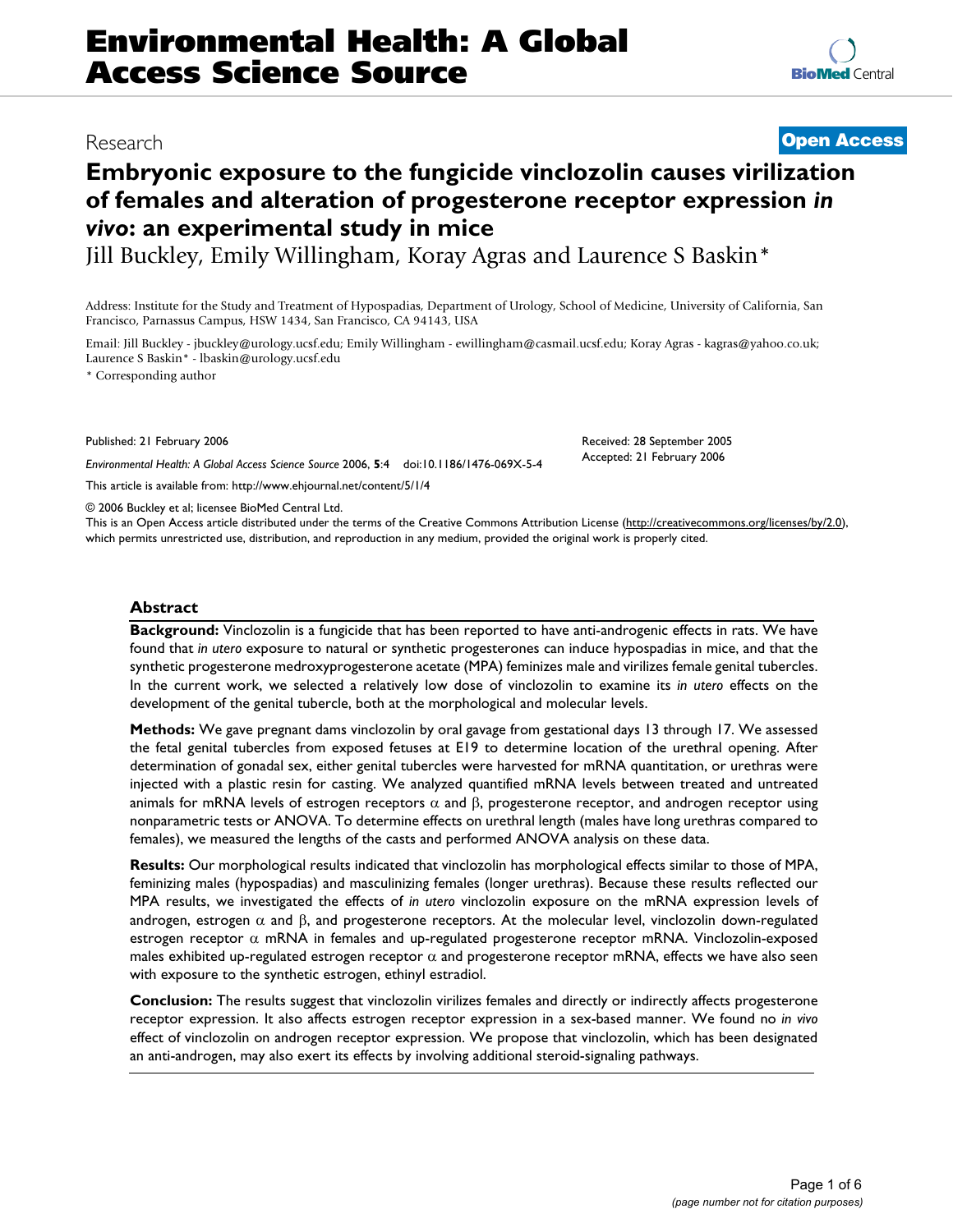# Embryonic exposure to the fungicide vinclozolin causes virilization of females and alteration of progesterone receptor expression *in vivo*: an experimental study in mice

Research | Open Access

Jill Buckley, Emily Willingham, Koray Agras and Laurence S Baskin*

Address: Institute for the Study and Treatment of Hypospadias, Department of Urology, School of Medicine, University of California, San Francisco, Parnassus Campus, HSW 1434, San Francisco, CA 94143, USA

Email: Jill Buckley - jbuckley@urology.ucsf.edu; Emily Willingham - ewillingham@casmail.ucsf.edu; Koray Agras - kagras@yahoo.co.uk; Laurence S Baskin* - lbaskin@urology.ucsf.edu

\* Corresponding author

Published: 21 February 2006

*Environmental Health: A Global Access Science Source* 2006, **5**:4 doi:10.1186/1476-069X-5-4

Received: 28 September 2005
Accepted: 21 February 2006

This article is available from: http://www.ehjournal.net/content/5/1/4

© 2006 Buckley et al; licensee BioMed Central Ltd.
This is an Open Access article distributed under the terms of the Creative Commons Attribution License (http://creativecommons.org/licenses/by/2.0), which permits unrestricted use, distribution, and reproduction in any medium, provided the original work is properly cited.

## Abstract

**Background:** Vinclozolin is a fungicide that has been reported to have anti-androgenic effects in rats. We have found that *in utero* exposure to natural or synthetic progesterones can induce hypospadias in mice, and that the synthetic progesterone medroxyprogesterone acetate (MPA) feminizes male and virilizes female genital tubercles. In the current work, we selected a relatively low dose of vinclozolin to examine its *in utero* effects on the development of the genital tubercle, both at the morphological and molecular levels.

**Methods:** We gave pregnant dams vinclozolin by oral gavage from gestational days 13 through 17. We assessed the fetal genital tubercles from exposed fetuses at E19 to determine location of the urethral opening. After determination of gonadal sex, either genital tubercles were harvested for mRNA quantitation, or urethras were injected with a plastic resin for casting. We analyzed quantified mRNA levels between treated and untreated animals for mRNA levels of estrogen receptors α and β, progesterone receptor, and androgen receptor using nonparametric tests or ANOVA. To determine effects on urethral length (males have long urethras compared to females), we measured the lengths of the casts and performed ANOVA analysis on these data.

**Results:** Our morphological results indicated that vinclozolin has morphological effects similar to those of MPA, feminizing males (hypospadias) and masculinizing females (longer urethras). Because these results reflected our MPA results, we investigated the effects of *in utero* vinclozolin exposure on the mRNA expression levels of androgen, estrogen α and β, and progesterone receptors. At the molecular level, vinclozolin down-regulated estrogen receptor α mRNA in females and up-regulated progesterone receptor mRNA. Vinclozolin-exposed males exhibited up-regulated estrogen receptor α and progesterone receptor mRNA, effects we have also seen with exposure to the synthetic estrogen, ethinyl estradiol.

**Conclusion:** The results suggest that vinclozolin virilizes females and directly or indirectly affects progesterone receptor expression. It also affects estrogen receptor expression in a sex-based manner. We found no *in vivo* effect of vinclozolin on androgen receptor expression. We propose that vinclozolin, which has been designated an anti-androgen, may also exert its effects by involving additional steroid-signaling pathways.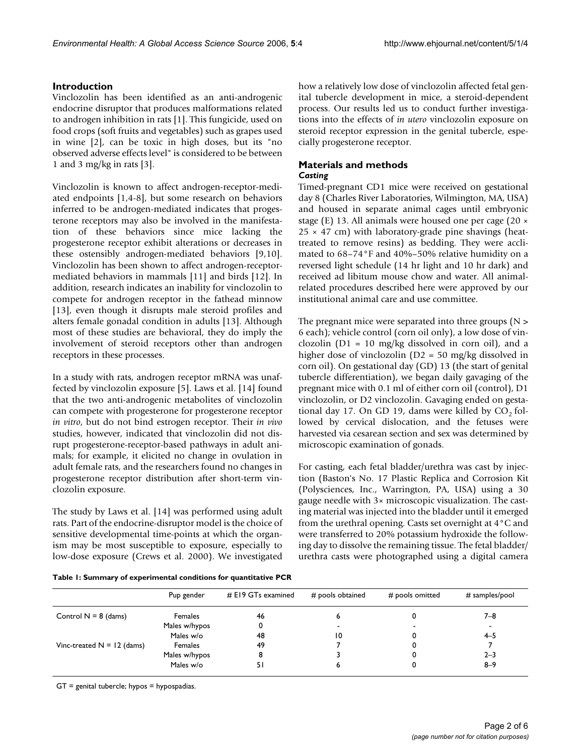## Introduction

Vinclozolin has been identified as an anti-androgenic endocrine disruptor that produces malformations related to androgen inhibition in rats [1]. This fungicide, used on food crops (soft fruits and vegetables) such as grapes used in wine [2], can be toxic in high doses, but its "no observed adverse effects level" is considered to be between 1 and 3 mg/kg in rats [3].

Vinclozolin is known to affect androgen-receptor-mediated endpoints [1,4-8], but some research on behaviors inferred to be androgen-mediated indicates that progesterone receptors may also be involved in the manifestation of these behaviors since mice lacking the progesterone receptor exhibit alterations or decreases in these ostensibly androgen-mediated behaviors [9,10]. Vinclozolin has been shown to affect androgen-receptor-mediated behaviors in mammals [11] and birds [12]. In addition, research indicates an inability for vinclozolin to compete for androgen receptor in the fathead minnow [13], even though it disrupts male steroid profiles and alters female gonadal condition in adults [13]. Although most of these studies are behavioral, they do imply the involvement of steroid receptors other than androgen receptors in these processes.

In a study with rats, androgen receptor mRNA was unaffected by vinclozolin exposure [5]. Laws et al. [14] found that the two anti-androgenic metabolites of vinclozolin can compete with progesterone for progesterone receptor *in vitro*, but do not bind estrogen receptor. Their *in vivo* studies, however, indicated that vinclozolin did not disrupt progesterone-receptor-based pathways in adult animals; for example, it elicited no change in ovulation in adult female rats, and the researchers found no changes in progesterone receptor distribution after short-term vinclozolin exposure.

The study by Laws et al. [14] was performed using adult rats. Part of the endocrine-disruptor model is the choice of sensitive developmental time-points at which the organism may be most susceptible to exposure, especially to low-dose exposure (Crews et al. 2000). We investigated how a relatively low dose of vinclozolin affected fetal genital tubercle development in mice, a steroid-dependent process. Our results led us to conduct further investigations into the effects of *in utero* vinclozolin exposure on steroid receptor expression in the genital tubercle, especially progesterone receptor.

## Materials and methods

### Casting

Timed-pregnant CD1 mice were received on gestational day 8 (Charles River Laboratories, Wilmington, MA, USA) and housed in separate animal cages until embryonic stage (E) 13. All animals were housed one per cage (20 × 25 × 47 cm) with laboratory-grade pine shavings (heat-treated to remove resins) as bedding. They were acclimated to 68–74°F and 40%–50% relative humidity on a reversed light schedule (14 hr light and 10 hr dark) and received ad libitum mouse chow and water. All animal-related procedures described here were approved by our institutional animal care and use committee.

The pregnant mice were separated into three groups (N > 6 each); vehicle control (corn oil only), a low dose of vinclozolin (D1 = 10 mg/kg dissolved in corn oil), and a higher dose of vinclozolin (D2 = 50 mg/kg dissolved in corn oil). On gestational day (GD) 13 (the start of genital tubercle differentiation), we began daily gavaging of the pregnant mice with 0.1 ml of either corn oil (control), D1 vinclozolin, or D2 vinclozolin. Gavaging ended on gestational day 17. On GD 19, dams were killed by $CO_2$ followed by cervical dislocation, and the fetuses were harvested via cesarean section and sex was determined by microscopic examination of gonads.

For casting, each fetal bladder/urethra was cast by injection (Baston's No. 17 Plastic Replica and Corrosion Kit (Polysciences, Inc., Warrington, PA, USA) using a 30 gauge needle with 3× microscopic visualization. The casting material was injected into the bladder until it emerged from the urethral opening. Casts set overnight at 4°C and were transferred to 20% potassium hydroxide the following day to dissolve the remaining tissue. The fetal bladder/urethra casts were photographed using a digital camera

**Table 1: Summary of experimental conditions for quantitative PCR**

| | Pup gender | # E19 GTs examined | # pools obtained | # pools omitted | # samples/pool |
|---|---|---|---|---|---|
| Control N = 8 (dams) | Females | 46 | 6 | 0 | 7–8 |
| | Males w/hypos | 0 | - | - | - |
| | Males w/o | 48 | 10 | 0 | 4–5 |
| Vinc-treated N = 12 (dams) | Females | 49 | 7 | 0 | 7 |
| | Males w/hypos | 8 | 3 | 0 | 2–3 |
| | Males w/o | 51 | 6 | 0 | 8–9 |

GT = genital tubercle; hypos = hypospadias.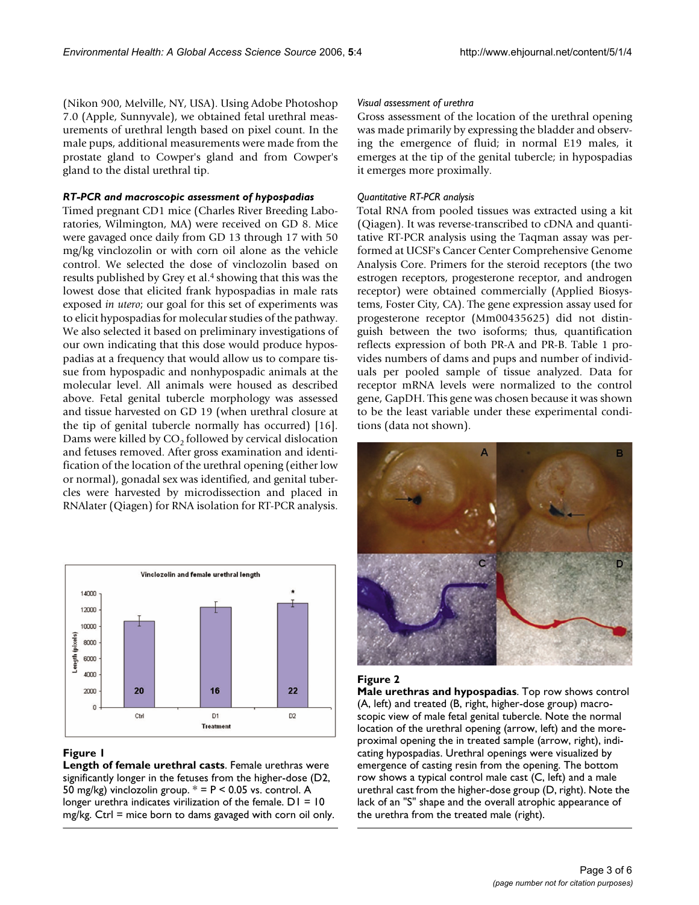(Nikon 900, Melville, NY, USA). Using Adobe Photoshop 7.0 (Apple, Sunnyvale), we obtained fetal urethral measurements of urethral length based on pixel count. In the male pups, additional measurements were made from the prostate gland to Cowper's gland and from Cowper's gland to the distal urethral tip.

### RT-PCR and macroscopic assessment of hypospadias

Timed pregnant CD1 mice (Charles River Breeding Laboratories, Wilmington, MA) were received on GD 8. Mice were gavaged once daily from GD 13 through 17 with 50 mg/kg vinclozolin or with corn oil alone as the vehicle control. We selected the dose of vinclozolin based on results published by Grey et al.[4] showing that this was the lowest dose that elicited frank hypospadias in male rats exposed *in utero*; our goal for this set of experiments was to elicit hypospadias for molecular studies of the pathway. We also selected it based on preliminary investigations of our own indicating that this dose would produce hypospadias at a frequency that would allow us to compare tissue from hypospadic and nonhypospadic animals at the molecular level. All animals were housed as described above. Fetal genital tubercle morphology was assessed and tissue harvested on GD 19 (when urethral closure at the tip of genital tubercle normally has occurred) [16]. Dams were killed by $CO_2$ followed by cervical dislocation and fetuses removed. After gross examination and identification of the location of the urethral opening (either low or normal), gonadal sex was identified, and genital tubercles were harvested by microdissection and placed in RNAlater (Qiagen) for RNA isolation for RT-PCR analysis.

**Figure 1**
**Length of female urethral casts**. Female urethras were significantly longer in the fetuses from the higher-dose (D2, 50 mg/kg) vinclozolin group. * = P < 0.05 vs. control. A longer urethra indicates virilization of the female. D1 = 10 mg/kg. Ctrl = mice born to dams gavaged with corn oil only.

#### Visual assessment of urethra

Gross assessment of the location of the urethral opening was made primarily by expressing the bladder and observing the emergence of fluid; in normal E19 males, it emerges at the tip of the genital tubercle; in hypospadias it emerges more proximally.

#### Quantitative RT-PCR analysis

Total RNA from pooled tissues was extracted using a kit (Qiagen). It was reverse-transcribed to cDNA and quantitative RT-PCR analysis using the Taqman assay was performed at UCSF's Cancer Center Comprehensive Genome Analysis Core. Primers for the steroid receptors (the two estrogen receptors, progesterone receptor, and androgen receptor) were obtained commercially (Applied Biosystems, Foster City, CA). The gene expression assay used for progesterone receptor (Mm00435625) did not distinguish between the two isoforms; thus, quantification reflects expression of both PR-A and PR-B. Table 1 provides numbers of dams and pups and number of individuals per pooled sample of tissue analyzed. Data for receptor mRNA levels were normalized to the control gene, GapDH. This gene was chosen because it was shown to be the least variable under these experimental conditions (data not shown).

**Figure 2**
**Male urethras and hypospadias**. Top row shows control (A, left) and treated (B, right, higher-dose group) macroscopic view of male fetal genital tubercle. Note the normal location of the urethral opening (arrow, left) and the more-proximal opening the in treated sample (arrow, right), indicating hypospadias. Urethral openings were visualized by emergence of casting resin from the opening. The bottom row shows a typical control male cast (C, left) and a male urethral cast from the higher-dose group (D, right). Note the lack of an "S" shape and the overall atrophic appearance of the urethra from the treated male (right).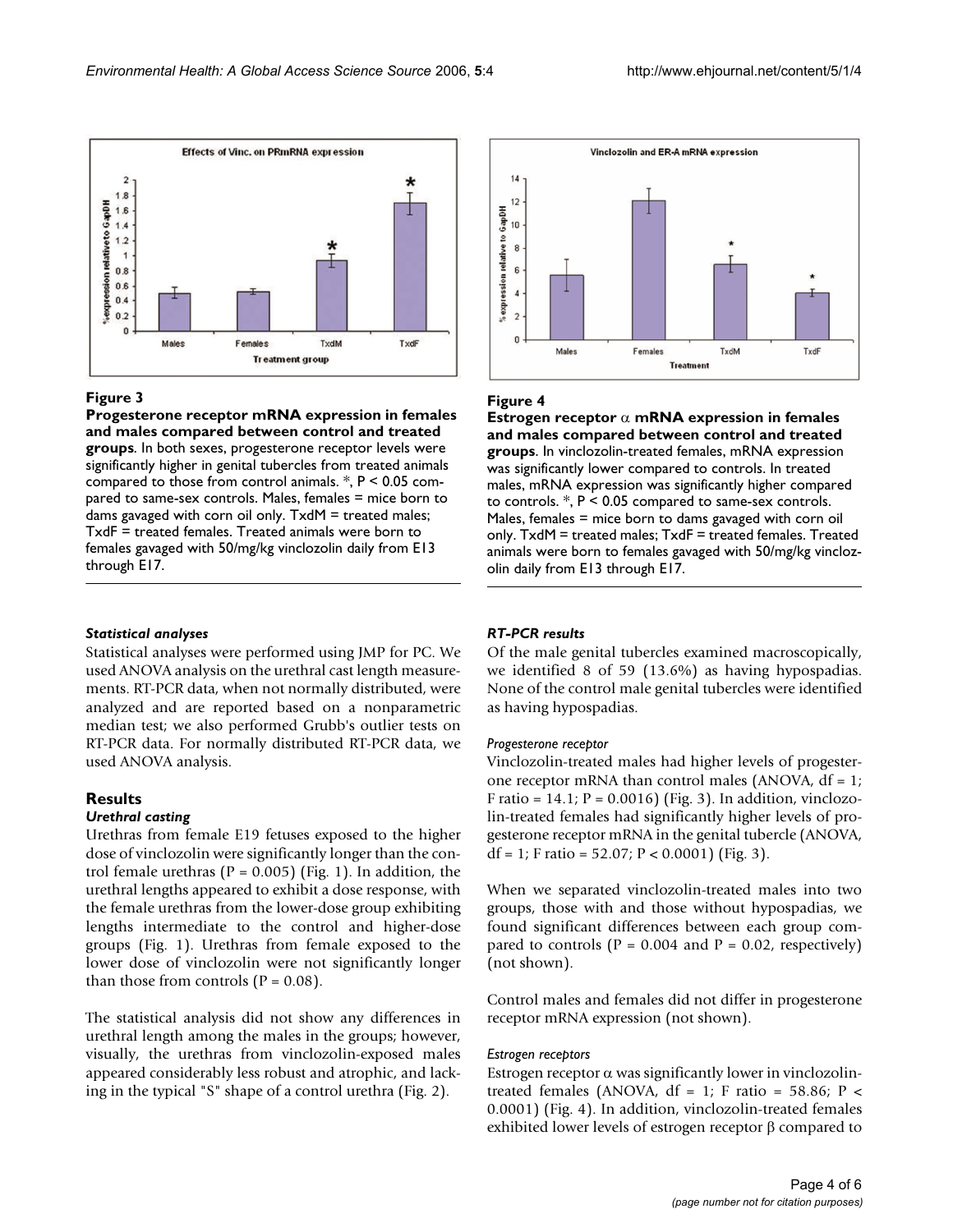**Figure 3**

**Progesterone receptor mRNA expression in females and males compared between control and treated groups**. In both sexes, progesterone receptor levels were significantly higher in genital tubercles from treated animals compared to those from control animals. *, $P < 0.05$ compared to same-sex controls. Males, females = mice born to dams gavaged with corn oil only. TxdM = treated males; TxdF = treated females. Treated animals were born to females gavaged with 50/mg/kg vinclozolin daily from E13 through E17.

**Figure 4**

**Estrogen receptor $\alpha$ mRNA expression in females and males compared between control and treated groups**. In vinclozolin-treated females, mRNA expression was significantly lower compared to controls. In treated males, mRNA expression was significantly higher compared to controls. *, $P < 0.05$ compared to same-sex controls. Males, females = mice born to dams gavaged with corn oil only. TxdM = treated males; TxdF = treated females. Treated animals were born to females gavaged with 50/mg/kg vinclozolin daily from E13 through E17.

### *Statistical analyses*

Statistical analyses were performed using JMP for PC. We used ANOVA analysis on the urethral cast length measurements. RT-PCR data, when not normally distributed, were analyzed and are reported based on a nonparametric median test; we also performed Grubb's outlier tests on RT-PCR data. For normally distributed RT-PCR data, we used ANOVA analysis.

## Results

### *Urethral casting*

Urethras from female E19 fetuses exposed to the higher dose of vinclozolin were significantly longer than the control female urethras ($P = 0.005$) (Fig. 1). In addition, the urethral lengths appeared to exhibit a dose response, with the female urethras from the lower-dose group exhibiting lengths intermediate to the control and higher-dose groups (Fig. 1). Urethras from female exposed to the lower dose of vinclozolin were not significantly longer than those from controls ($P = 0.08$).

The statistical analysis did not show any differences in urethral length among the males in the groups; however, visually, the urethras from vinclozolin-exposed males appeared considerably less robust and atrophic, and lacking in the typical "S" shape of a control urethra (Fig. 2).

### *RT-PCR results*

Of the male genital tubercles examined macroscopically, we identified 8 of 59 (13.6%) as having hypospadias. None of the control male genital tubercles were identified as having hypospadias.

#### *Progesterone receptor*

Vinclozolin-treated males had higher levels of progesterone receptor mRNA than control males (ANOVA, df = 1; F ratio = 14.1; $P = 0.0016$) (Fig. 3). In addition, vinclozolin-treated females had significantly higher levels of progesterone receptor mRNA in the genital tubercle (ANOVA, df = 1; F ratio = 52.07; $P < 0.0001$) (Fig. 3).

When we separated vinclozolin-treated males into two groups, those with and those without hypospadias, we found significant differences between each group compared to controls ($P = 0.004$ and $P = 0.02$, respectively) (not shown).

Control males and females did not differ in progesterone receptor mRNA expression (not shown).

#### *Estrogen receptors*

Estrogen receptor $\alpha$ was significantly lower in vinclozolin-treated females (ANOVA, df = 1; F ratio = 58.86; $P < 0.0001$) (Fig. 4). In addition, vinclozolin-treated females exhibited lower levels of estrogen receptor $\beta$ compared to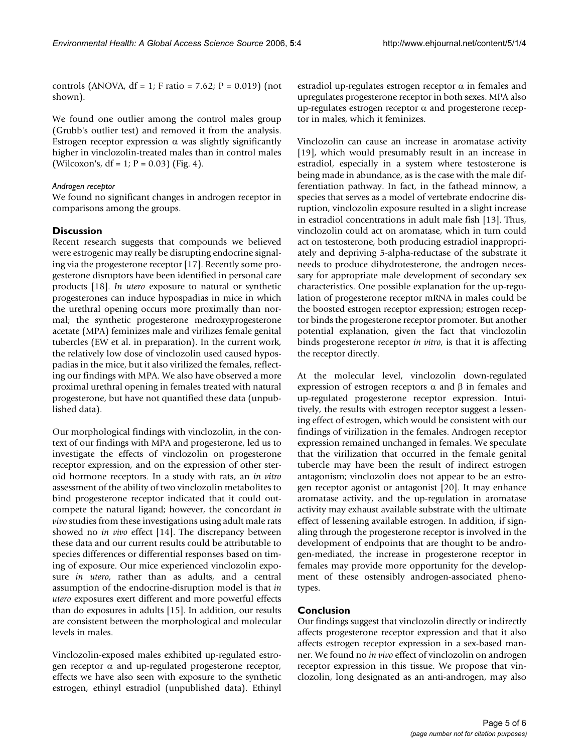controls (ANOVA, df = 1; F ratio = 7.62; P = 0.019) (not shown).

We found one outlier among the control males group (Grubb's outlier test) and removed it from the analysis. Estrogen receptor expression α was slightly significantly higher in vinclozolin-treated males than in control males (Wilcoxon's, df = 1; P = 0.03) (Fig. 4).

#### *Androgen receptor*

We found no significant changes in androgen receptor in comparisons among the groups.

## Discussion

Recent research suggests that compounds we believed were estrogenic may really be disrupting endocrine signaling via the progesterone receptor [17]. Recently some progesterone disruptors have been identified in personal care products [18]. *In utero* exposure to natural or synthetic progesterones can induce hypospadias in mice in which the urethral opening occurs more proximally than normal; the synthetic progesterone medroxyprogesterone acetate (MPA) feminizes male and virilizes female genital tubercles (EW et al. in preparation). In the current work, the relatively low dose of vinclozolin used caused hypospadias in the mice, but it also virilized the females, reflecting our findings with MPA. We also have observed a more proximal urethral opening in females treated with natural progesterone, but have not quantified these data (unpublished data).

Our morphological findings with vinclozolin, in the context of our findings with MPA and progesterone, led us to investigate the effects of vinclozolin on progesterone receptor expression, and on the expression of other steroid hormone receptors. In a study with rats, an *in vitro* assessment of the ability of two vinclozolin metabolites to bind progesterone receptor indicated that it could outcompete the natural ligand; however, the concordant *in vivo* studies from these investigations using adult male rats showed no *in vivo* effect [14]. The discrepancy between these data and our current results could be attributable to species differences or differential responses based on timing of exposure. Our mice experienced vinclozolin exposure *in utero*, rather than as adults, and a central assumption of the endocrine-disruption model is that *in utero* exposures exert different and more powerful effects than do exposures in adults [15]. In addition, our results are consistent between the morphological and molecular levels in males.

Vinclozolin-exposed males exhibited up-regulated estrogen receptor α and up-regulated progesterone receptor, effects we have also seen with exposure to the synthetic estrogen, ethinyl estradiol (unpublished data). Ethinyl estradiol up-regulates estrogen receptor α in females and upregulates progesterone receptor in both sexes. MPA also up-regulates estrogen receptor α and progesterone receptor in males, which it feminizes.

Vinclozolin can cause an increase in aromatase activity [19], which would presumably result in an increase in estradiol, especially in a system where testosterone is being made in abundance, as is the case with the male differentiation pathway. In fact, in the fathead minnow, a species that serves as a model of vertebrate endocrine disruption, vinclozolin exposure resulted in a slight increase in estradiol concentrations in adult male fish [13]. Thus, vinclozolin could act on aromatase, which in turn could act on testosterone, both producing estradiol inappropriately and depriving 5-alpha-reductase of the substrate it needs to produce dihydrotestosterone, the androgen necessary for appropriate male development of secondary sex characteristics. One possible explanation for the up-regulation of progesterone receptor mRNA in males could be the boosted estrogen receptor expression; estrogen receptor binds the progesterone receptor promoter. But another potential explanation, given the fact that vinclozolin binds progesterone receptor *in vitro*, is that it is affecting the receptor directly.

At the molecular level, vinclozolin down-regulated expression of estrogen receptors α and β in females and up-regulated progesterone receptor expression. Intuitively, the results with estrogen receptor suggest a lessening effect of estrogen, which would be consistent with our findings of virilization in the females. Androgen receptor expression remained unchanged in females. We speculate that the virilization that occurred in the female genital tubercle may have been the result of indirect estrogen antagonism; vinclozolin does not appear to be an estrogen receptor agonist or antagonist [20]. It may enhance aromatase activity, and the up-regulation in aromatase activity may exhaust available substrate with the ultimate effect of lessening available estrogen. In addition, if signaling through the progesterone receptor is involved in the development of endpoints that are thought to be androgen-mediated, the increase in progesterone receptor in females may provide more opportunity for the development of these ostensibly androgen-associated phenotypes.

## Conclusion

Our findings suggest that vinclozolin directly or indirectly affects progesterone receptor expression and that it also affects estrogen receptor expression in a sex-based manner. We found no *in vivo* effect of vinclozolin on androgen receptor expression in this tissue. We propose that vinclozolin, long designated as an anti-androgen, may also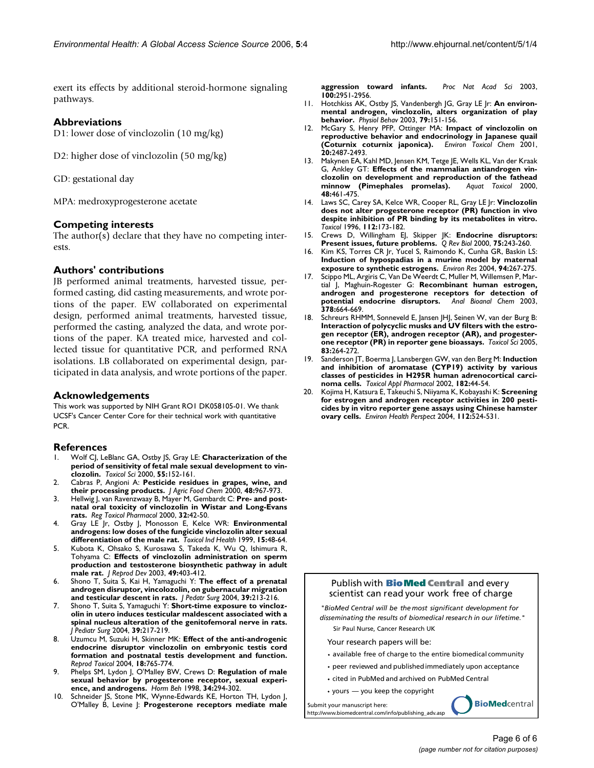exert its effects by additional steroid-hormone signaling pathways.

## Abbreviations

D1: lower dose of vinclozolin (10 mg/kg)

D2: higher dose of vinclozolin (50 mg/kg)

GD: gestational day

MPA: medroxyprogesterone acetate

## Competing interests

The author(s) declare that they have no competing interests.

## Authors' contributions

JB performed animal treatments, harvested tissue, performed casting, did casting measurements, and wrote portions of the paper. EW collaborated on experimental design, performed animal treatments, harvested tissue, performed the casting, analyzed the data, and wrote portions of the paper. KA treated mice, harvested and collected tissue for quantitative PCR, and performed RNA isolations. LB collaborated on experimental design, participated in data analysis, and wrote portions of the paper.

## Acknowledgements

This work was supported by NIH Grant RO1 DK058105-01. We thank UCSF's Cancer Center Core for their technical work with quantitative PCR.

## References

1. Wolf CJ, LeBlanc GA, Ostby JS, Gray LE: **Characterization of the period of sensitivity of fetal male sexual development to vinclozolin.** *Toxicol Sci* 2000, **55:**152-161.
2. Cabras P, Angioni A: **Pesticide residues in grapes, wine, and their processing products.** *J Agric Food Chem* 2000, **48:**967-973.
3. Hellwig J, van Ravenzwaay B, Mayer M, Gembardt C: **Pre- and postnatal oral toxicity of vinclozolin in Wistar and Long-Evans rats.** *Reg Toxicol Pharmacol* 2000, **32:**42-50.
4. Gray LE Jr, Ostby J, Monosson E, Kelce WR: **Environmental androgens: low doses of the fungicide vinclozolin alter sexual differentiation of the male rat.** *Toxicol Ind Health* 1999, **15:**48-64.
5. Kubota K, Ohsako S, Kurosawa S, Takeda K, Wu Q, Ishimura R, Tohyama C: **Effects of vinclozolin administration on sperm production and testosterone biosynthetic pathway in adult male rat.** *J Reprod Dev* 2003, **49:**403-412.
6. Shono T, Suita S, Kai H, Yamaguchi Y: **The effect of a prenatal androgen disruptor, vincozolin, on gubernacular migration and testicular descent in rats.** *J Pedatr Surg* 2004, **39:**213-216.
7. Shono T, Suita S, Yamaguchi Y: **Short-time exposure to vinclozolin in utero induces testicular maldescent associated with a spinal nucleus alteration of the genitofemoral nerve in rats.** *J Pediatr Surg* 2004, **39:**217-219.
8. Uzumcu M, Suzuki H, Skinner MK: **Effect of the anti-androgenic endocrine disruptor vinclozolin on embryonic testis cord formation and postnatal testis development and function.** *Reprod Toxicol* 2004, **18:**765-774.
9. Phelps SM, Lydon J, O'Malley BW, Crews D: **Regulation of male sexual behavior by progesterone receptor, sexual experience, and androgens.** *Horm Beh* 1998, **34:**294-302.
10. Schneider JS, Stone MK, Wynne-Edwards KE, Horton TH, Lydon J, O'Malley B, Levine J: **Progesterone receptors mediate male aggression toward infants.** *Proc Nat Acad Sci* 2003, **100:**2951-2956.
11. Hotchkiss AK, Ostby JS, Vandenbergh JG, Gray LE Jr: **An environmental androgen, vinclozolin, alters organization of play behavior.** *Physiol Behav* 2003, **79:**151-156.
12. McGary S, Henry PFP, Ottinger MA: **Impact of vinclozolin on reproductive behavior and endocrinology in Japanese quail (Coturnix coturnix japonica).** *Environ Toxicol Chem* 2001, **20:**2487-2493.
13. Makynen EA, Kahl MD, Jensen KM, Tetge JE, Wells KL, Van der Kraak G, Ankley GT: **Effects of the mammalian antiandrogen vinclozolin on development and reproduction of the fathead minnow (Pimephales promelas).** *Aquat Toxicol* 2000, **48:**461-475.
14. Laws SC, Carey SA, Kelce WR, Cooper RL, Gray LE Jr: **Vinclozolin does not alter progesterone receptor (PR) function in vivo despite inhibition of PR binding by its metabolites in vitro.** *Toxicol* 1996, **112:**173-182.
15. Crews D, Willingham EJ, Skipper JK: **Endocrine disruptors: Present issues, future problems.** *Q Rev Biol* 2000, **75:**243-260.
16. Kim KS, Torres CR Jr, Yucel S, Raimondo K, Cunha GR, Baskin LS: **Induction of hypospadias in a murine model by maternal exposure to synthetic estrogens.** *Environ Res* 2004, **94:**267-275.
17. Scippo ML, Argiris C, Van De Weerdt C, Muller M, Willemsen P, Martial J, Maghuin-Rogester G: **Recombinant human estrogen, androgen and progesterone receptors for detection of potential endocrine disruptors.** *Anal Bioanal Chem* 2003, **378:**664-669.
18. Schreurs RHMM, Sonneveld E, Jansen JHJ, Seinen W, van der Burg B: **Interaction of polycyclic musks and UV filters with the estrogen receptor (ER), androgen receptor (AR), and progesterone receptor (PR) in reporter gene bioassays.** *Toxicol Sci* 2005, **83:**264-272.
19. Sanderson JT, Boerma J, Lansbergen GW, van den Berg M: **Induction and inhibition of aromatase (CYP19) activity by various classes of pesticides in H295R human adrenocortical carcinoma cells.** *Toxicol Appl Pharmacol* 2002, **182:**44-54.
20. Kojima H, Katsura E, Takeuchi S, Niiyama K, Kobayashi K: **Screening for estrogen and androgen receptor activities in 200 pesticides by in vitro reporter gene assays using Chinese hamster ovary cells.** *Environ Health Perspect* 2004, **112:**524-531.

Publish with **BioMed Central** and every scientist can read your work free of charge

*"BioMed Central will be the most significant development for disseminating the results of biomedical research in our lifetime."*

Sir Paul Nurse, Cancer Research UK

Your research papers will be:

- available free of charge to the entire biomedical community
- peer reviewed and published immediately upon acceptance
- cited in PubMed and archived on PubMed Central
- yours — you keep the copyright

Submit your manuscript here:
http://www.biomedcentral.com/info/publishing_adv.asp

BioMedcentral